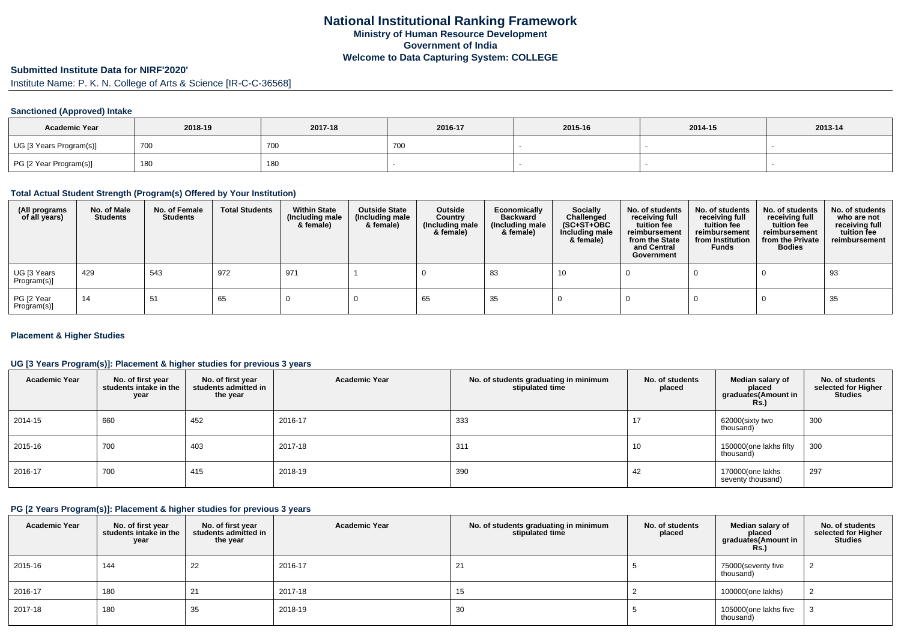# National Institutional Ranking Framework

**Ministry of Human Resource Development**

**Government of India**

**Welcome to Data Capturing System: COLLEGE**

## Submitted Institute Data for NIRF'2020'

Institute Name: P. K. N. College of Arts & Science [IR-C-C-36568]

### Sanctioned (Approved) Intake

| Academic Year | 2018-19 | 2017-18 | 2016-17 | 2015-16 | 2014-15 | 2013-14 |
|---|---|---|---|---|---|---|
| UG [3 Years Program(s)] | 700 | 700 | 700 | - | - | - |
| PG [2 Year Program(s)] | 180 | 180 | - | - | - | - |

### Total Actual Student Strength (Program(s) Offered by Your Institution)

| (All programs of all years) | No. of Male Students | No. of Female Students | Total Students | Within State (Including male & female) | Outside State (Including male & female) | Outside Country (Including male & female) | Economically Backward (Including male & female) | Socially Challenged (SC+ST+OBC Including male & female) | No. of students receiving full tuition fee reimbursement from the State and Central Government | No. of students receiving full tuition fee reimbursement from Institution Funds | No. of students receiving full tuition fee reimbursement from the Private Bodies | No. of students who are not receiving full tuition fee reimbursement |
|---|---|---|---|---|---|---|---|---|---|---|---|---|
| UG [3 Years Program(s)] | 429 | 543 | 972 | 971 | 1 | 0 | 83 | 10 | 0 | 0 | 0 | 93 |
| PG [2 Year Program(s)] | 14 | 51 | 65 | 0 | 0 | 65 | 35 | 0 | 0 | 0 | 0 | 35 |

### Placement & Higher Studies

#### UG [3 Years Program(s)]: Placement & higher studies for previous 3 years

| Academic Year | No. of first year students intake in the year | No. of first year students admitted in the year | Academic Year | No. of students graduating in minimum stipulated time | No. of students placed | Median salary of placed graduates(Amount in Rs.) | No. of students selected for Higher Studies |
|---|---|---|---|---|---|---|---|
| 2014-15 | 660 | 452 | 2016-17 | 333 | 17 | 62000(sixty two thousand) | 300 |
| 2015-16 | 700 | 403 | 2017-18 | 311 | 10 | 150000(one lakhs fifty thousand) | 300 |
| 2016-17 | 700 | 415 | 2018-19 | 390 | 42 | 170000(one lakhs seventy thousand) | 297 |

#### PG [2 Years Program(s)]: Placement & higher studies for previous 3 years

| Academic Year | No. of first year students intake in the year | No. of first year students admitted in the year | Academic Year | No. of students graduating in minimum stipulated time | No. of students placed | Median salary of placed graduates(Amount in Rs.) | No. of students selected for Higher Studies |
|---|---|---|---|---|---|---|---|
| 2015-16 | 144 | 22 | 2016-17 | 21 | 5 | 75000(seventy five thousand) | 2 |
| 2016-17 | 180 | 21 | 2017-18 | 15 | 2 | 100000(one lakhs) | 2 |
| 2017-18 | 180 | 35 | 2018-19 | 30 | 5 | 105000(one lakhs five thousand) | 3 |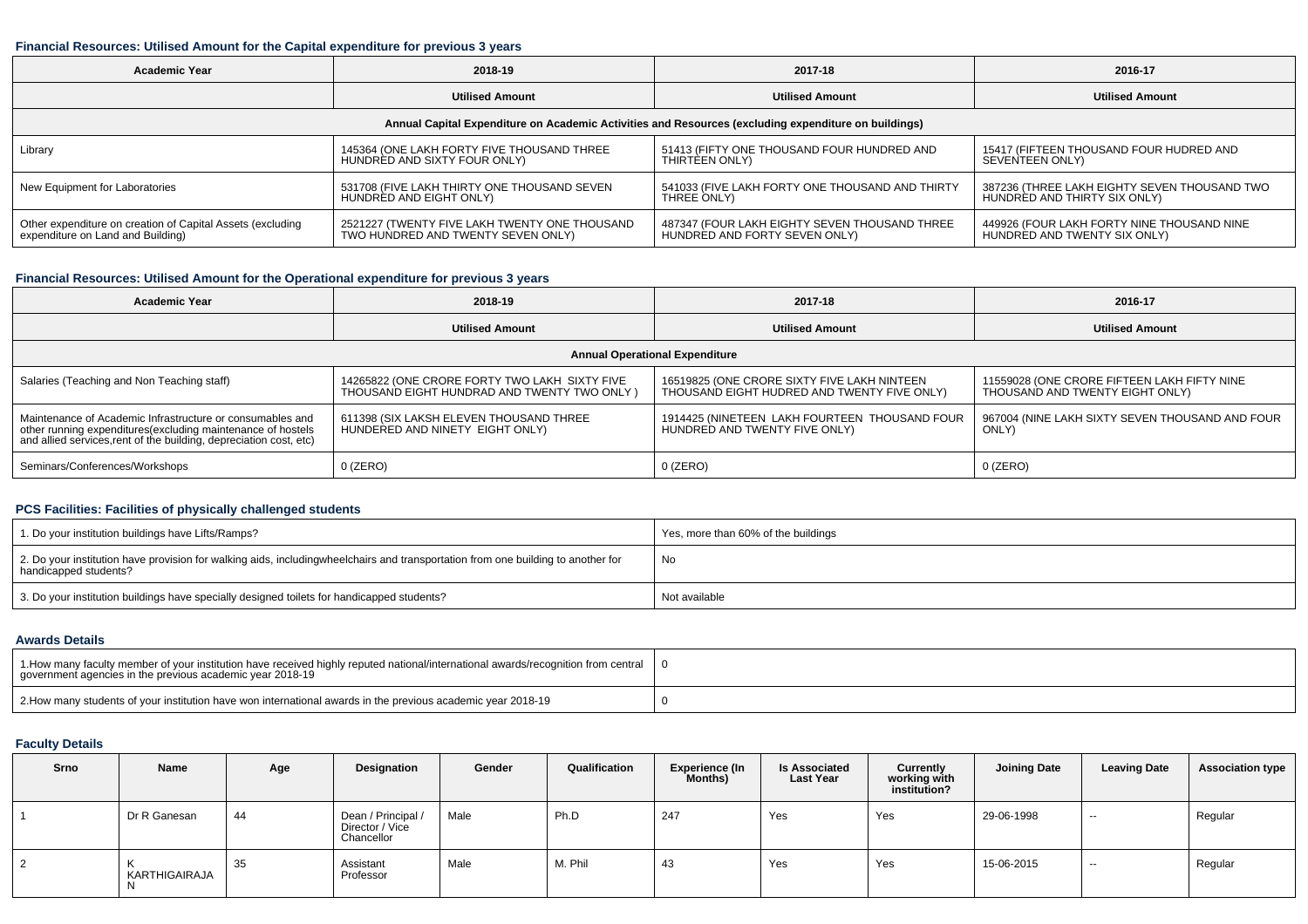### Financial Resources: Utilised Amount for the Capital expenditure for previous 3 years

| Academic Year | 2018-19 | 2017-18 | 2016-17 |
|---|---|---|---|
| | Utilised Amount | Utilised Amount | Utilised Amount |
| Annual Capital Expenditure on Academic Activities and Resources (excluding expenditure on buildings) | | | |
| Library | 145364 (ONE LAKH FORTY FIVE THOUSAND THREE HUNDRED AND SIXTY FOUR ONLY) | 51413 (FIFTY ONE THOUSAND FOUR HUNDRED AND THIRTEEN ONLY) | 15417 (FIFTEEN THOUSAND FOUR HUDRED AND SEVENTEEN ONLY) |
| New Equipment for Laboratories | 531708 (FIVE LAKH THIRTY ONE THOUSAND SEVEN HUNDRED AND EIGHT ONLY) | 541033 (FIVE LAKH FORTY ONE THOUSAND AND THIRTY THREE ONLY) | 387236 (THREE LAKH EIGHTY SEVEN THOUSAND TWO HUNDRED AND THIRTY SIX ONLY) |
| Other expenditure on creation of Capital Assets (excluding expenditure on Land and Building) | 2521227 (TWENTY FIVE LAKH TWENTY ONE THOUSAND TWO HUNDRED AND TWENTY SEVEN ONLY) | 487347 (FOUR LAKH EIGHTY SEVEN THOUSAND THREE HUNDRED AND FORTY SEVEN ONLY) | 449926 (FOUR LAKH FORTY NINE THOUSAND NINE HUNDRED AND TWENTY SIX ONLY) |

### Financial Resources: Utilised Amount for the Operational expenditure for previous 3 years

| Academic Year | 2018-19 | 2017-18 | 2016-17 |
|---|---|---|---|
| | Utilised Amount | Utilised Amount | Utilised Amount |
| Annual Operational Expenditure | | | |
| Salaries (Teaching and Non Teaching staff) | 14265822 (ONE CRORE FORTY TWO LAKH SIXTY FIVE THOUSAND EIGHT HUNDRAD AND TWENTY TWO ONLY ) | 16519825 (ONE CRORE SIXTY FIVE LAKH NINTEEN THOUSAND EIGHT HUDRED AND TWENTY FIVE ONLY) | 11559028 (ONE CRORE FIFTEEN LAKH FIFTY NINE THOUSAND AND TWENTY EIGHT ONLY) |
| Maintenance of Academic Infrastructure or consumables and other running expenditures(excluding maintenance of hostels and allied services,rent of the building, depreciation cost, etc) | 611398 (SIX LAKSH ELEVEN THOUSAND THREE HUNDERED AND NINETY EIGHT ONLY) | 1914425 (NINETEEN LAKH FOURTEEN THOUSAND FOUR HUNDRED AND TWENTY FIVE ONLY) | 967004 (NINE LAKH SIXTY SEVEN THOUSAND AND FOUR ONLY) |
| Seminars/Conferences/Workshops | 0 (ZERO) | 0 (ZERO) | 0 (ZERO) |

### PCS Facilities: Facilities of physically challenged students

| | |
|---|---|
| 1. Do your institution buildings have Lifts/Ramps? | Yes, more than 60% of the buildings |
| 2. Do your institution have provision for walking aids, includingwheelchairs and transportation from one building to another for handicapped students? | No |
| 3. Do your institution buildings have specially designed toilets for handicapped students? | Not available |

### Awards Details

| | |
|---|---|
| 1.How many faculty member of your institution have received highly reputed national/international awards/recognition from central government agencies in the previous academic year 2018-19 | 0 |
| 2.How many students of your institution have won international awards in the previous academic year 2018-19 | 0 |

### Faculty Details

| Srno | Name | Age | Designation | Gender | Qualification | Experience (In Months) | Is Associated Last Year | Currently working with institution? | Joining Date | Leaving Date | Association type |
|---|---|---|---|---|---|---|---|---|---|---|---|
| 1 | Dr R Ganesan | 44 | Dean / Principal / Director / Vice Chancellor | Male | Ph.D | 247 | Yes | Yes | 29-06-1998 | -- | Regular |
| 2 | K KARTHIGAIRAJAN | 35 | Assistant Professor | Male | M. Phil | 43 | Yes | Yes | 15-06-2015 | -- | Regular |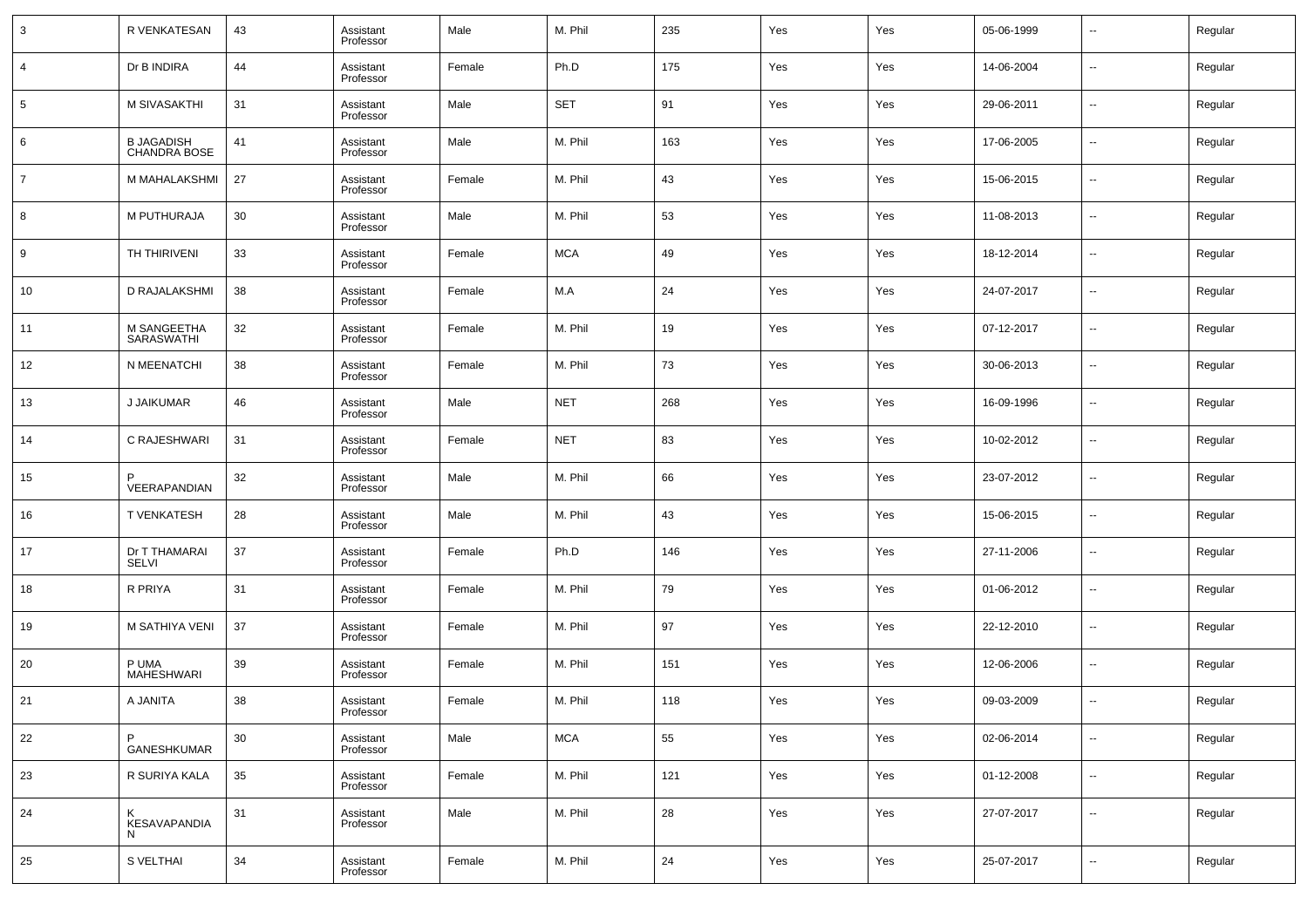| 3 | R VENKATESAN | 43 | Assistant Professor | Male | M. Phil | 235 | Yes | Yes | 05-06-1999 | -- | Regular |
|---|---|---|---|---|---|---|---|---|---|---|---|
| 4 | Dr B INDIRA | 44 | Assistant Professor | Female | Ph.D | 175 | Yes | Yes | 14-06-2004 | -- | Regular |
| 5 | M SIVASAKTHI | 31 | Assistant Professor | Male | SET | 91 | Yes | Yes | 29-06-2011 | -- | Regular |
| 6 | B JAGADISH CHANDRA BOSE | 41 | Assistant Professor | Male | M. Phil | 163 | Yes | Yes | 17-06-2005 | -- | Regular |
| 7 | M MAHALAKSHMI | 27 | Assistant Professor | Female | M. Phil | 43 | Yes | Yes | 15-06-2015 | -- | Regular |
| 8 | M PUTHURAJA | 30 | Assistant Professor | Male | M. Phil | 53 | Yes | Yes | 11-08-2013 | -- | Regular |
| 9 | TH THIRIVENI | 33 | Assistant Professor | Female | MCA | 49 | Yes | Yes | 18-12-2014 | -- | Regular |
| 10 | D RAJALAKSHMI | 38 | Assistant Professor | Female | M.A | 24 | Yes | Yes | 24-07-2017 | -- | Regular |
| 11 | M SANGEETHA SARASWATHI | 32 | Assistant Professor | Female | M. Phil | 19 | Yes | Yes | 07-12-2017 | -- | Regular |
| 12 | N MEENATCHI | 38 | Assistant Professor | Female | M. Phil | 73 | Yes | Yes | 30-06-2013 | -- | Regular |
| 13 | J JAIKUMAR | 46 | Assistant Professor | Male | NET | 268 | Yes | Yes | 16-09-1996 | -- | Regular |
| 14 | C RAJESHWARI | 31 | Assistant Professor | Female | NET | 83 | Yes | Yes | 10-02-2012 | -- | Regular |
| 15 | P VEERAPANDIAN | 32 | Assistant Professor | Male | M. Phil | 66 | Yes | Yes | 23-07-2012 | -- | Regular |
| 16 | T VENKATESH | 28 | Assistant Professor | Male | M. Phil | 43 | Yes | Yes | 15-06-2015 | -- | Regular |
| 17 | Dr T THAMARAI SELVI | 37 | Assistant Professor | Female | Ph.D | 146 | Yes | Yes | 27-11-2006 | -- | Regular |
| 18 | R PRIYA | 31 | Assistant Professor | Female | M. Phil | 79 | Yes | Yes | 01-06-2012 | -- | Regular |
| 19 | M SATHIYA VENI | 37 | Assistant Professor | Female | M. Phil | 97 | Yes | Yes | 22-12-2010 | -- | Regular |
| 20 | P UMA MAHESHWARI | 39 | Assistant Professor | Female | M. Phil | 151 | Yes | Yes | 12-06-2006 | -- | Regular |
| 21 | A JANITA | 38 | Assistant Professor | Female | M. Phil | 118 | Yes | Yes | 09-03-2009 | -- | Regular |
| 22 | P GANESHKUMAR | 30 | Assistant Professor | Male | MCA | 55 | Yes | Yes | 02-06-2014 | -- | Regular |
| 23 | R SURIYA KALA | 35 | Assistant Professor | Female | M. Phil | 121 | Yes | Yes | 01-12-2008 | -- | Regular |
| 24 | K KESAVAPANDIAN | 31 | Assistant Professor | Male | M. Phil | 28 | Yes | Yes | 27-07-2017 | -- | Regular |
| 25 | S VELTHAI | 34 | Assistant Professor | Female | M. Phil | 24 | Yes | Yes | 25-07-2017 | -- | Regular |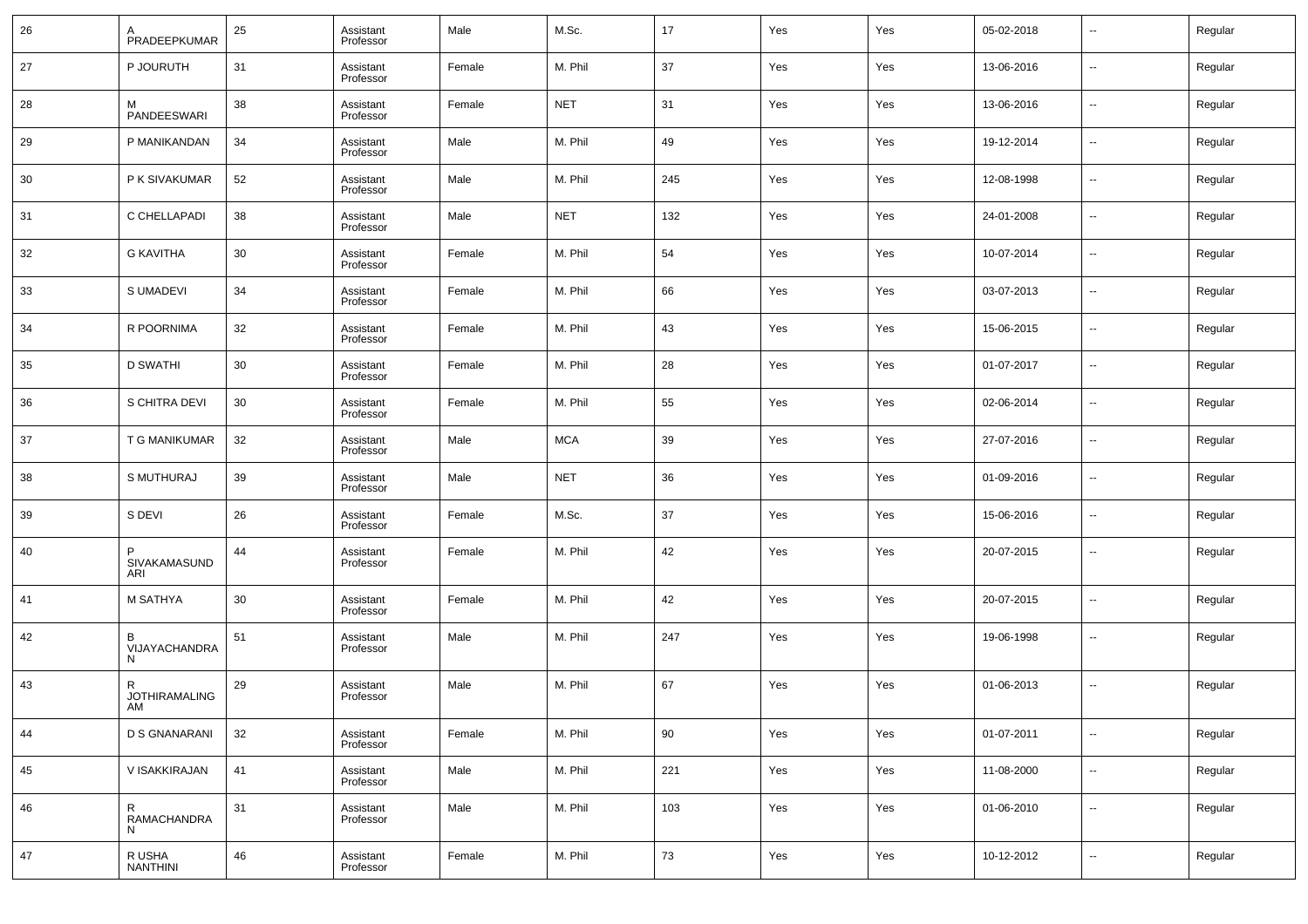| 26 | A PRADEEPKUMAR | 25 | Assistant Professor | Male | M.Sc. | 17 | Yes | Yes | 05-02-2018 | -- | Regular |
|---|---|---|---|---|---|---|---|---|---|---|---|
| 27 | P JOURUTH | 31 | Assistant Professor | Female | M. Phil | 37 | Yes | Yes | 13-06-2016 | -- | Regular |
| 28 | M PANDEESWARI | 38 | Assistant Professor | Female | NET | 31 | Yes | Yes | 13-06-2016 | -- | Regular |
| 29 | P MANIKANDAN | 34 | Assistant Professor | Male | M. Phil | 49 | Yes | Yes | 19-12-2014 | -- | Regular |
| 30 | P K SIVAKUMAR | 52 | Assistant Professor | Male | M. Phil | 245 | Yes | Yes | 12-08-1998 | -- | Regular |
| 31 | C CHELLAPADI | 38 | Assistant Professor | Male | NET | 132 | Yes | Yes | 24-01-2008 | -- | Regular |
| 32 | G KAVITHA | 30 | Assistant Professor | Female | M. Phil | 54 | Yes | Yes | 10-07-2014 | -- | Regular |
| 33 | S UMADEVI | 34 | Assistant Professor | Female | M. Phil | 66 | Yes | Yes | 03-07-2013 | -- | Regular |
| 34 | R POORNIMA | 32 | Assistant Professor | Female | M. Phil | 43 | Yes | Yes | 15-06-2015 | -- | Regular |
| 35 | D SWATHI | 30 | Assistant Professor | Female | M. Phil | 28 | Yes | Yes | 01-07-2017 | -- | Regular |
| 36 | S CHITRA DEVI | 30 | Assistant Professor | Female | M. Phil | 55 | Yes | Yes | 02-06-2014 | -- | Regular |
| 37 | T G MANIKUMAR | 32 | Assistant Professor | Male | MCA | 39 | Yes | Yes | 27-07-2016 | -- | Regular |
| 38 | S MUTHURAJ | 39 | Assistant Professor | Male | NET | 36 | Yes | Yes | 01-09-2016 | -- | Regular |
| 39 | S DEVI | 26 | Assistant Professor | Female | M.Sc. | 37 | Yes | Yes | 15-06-2016 | -- | Regular |
| 40 | P SIVAKAMASUNDARI | 44 | Assistant Professor | Female | M. Phil | 42 | Yes | Yes | 20-07-2015 | -- | Regular |
| 41 | M SATHYA | 30 | Assistant Professor | Female | M. Phil | 42 | Yes | Yes | 20-07-2015 | -- | Regular |
| 42 | B VIJAYACHANDRAN | 51 | Assistant Professor | Male | M. Phil | 247 | Yes | Yes | 19-06-1998 | -- | Regular |
| 43 | R JOTHIRAMALINGAM | 29 | Assistant Professor | Male | M. Phil | 67 | Yes | Yes | 01-06-2013 | -- | Regular |
| 44 | D S GNANARANI | 32 | Assistant Professor | Female | M. Phil | 90 | Yes | Yes | 01-07-2011 | -- | Regular |
| 45 | V ISAKKIRAJAN | 41 | Assistant Professor | Male | M. Phil | 221 | Yes | Yes | 11-08-2000 | -- | Regular |
| 46 | R RAMACHANDRAN | 31 | Assistant Professor | Male | M. Phil | 103 | Yes | Yes | 01-06-2010 | -- | Regular |
| 47 | R USHA NANTHINI | 46 | Assistant Professor | Female | M. Phil | 73 | Yes | Yes | 10-12-2012 | -- | Regular |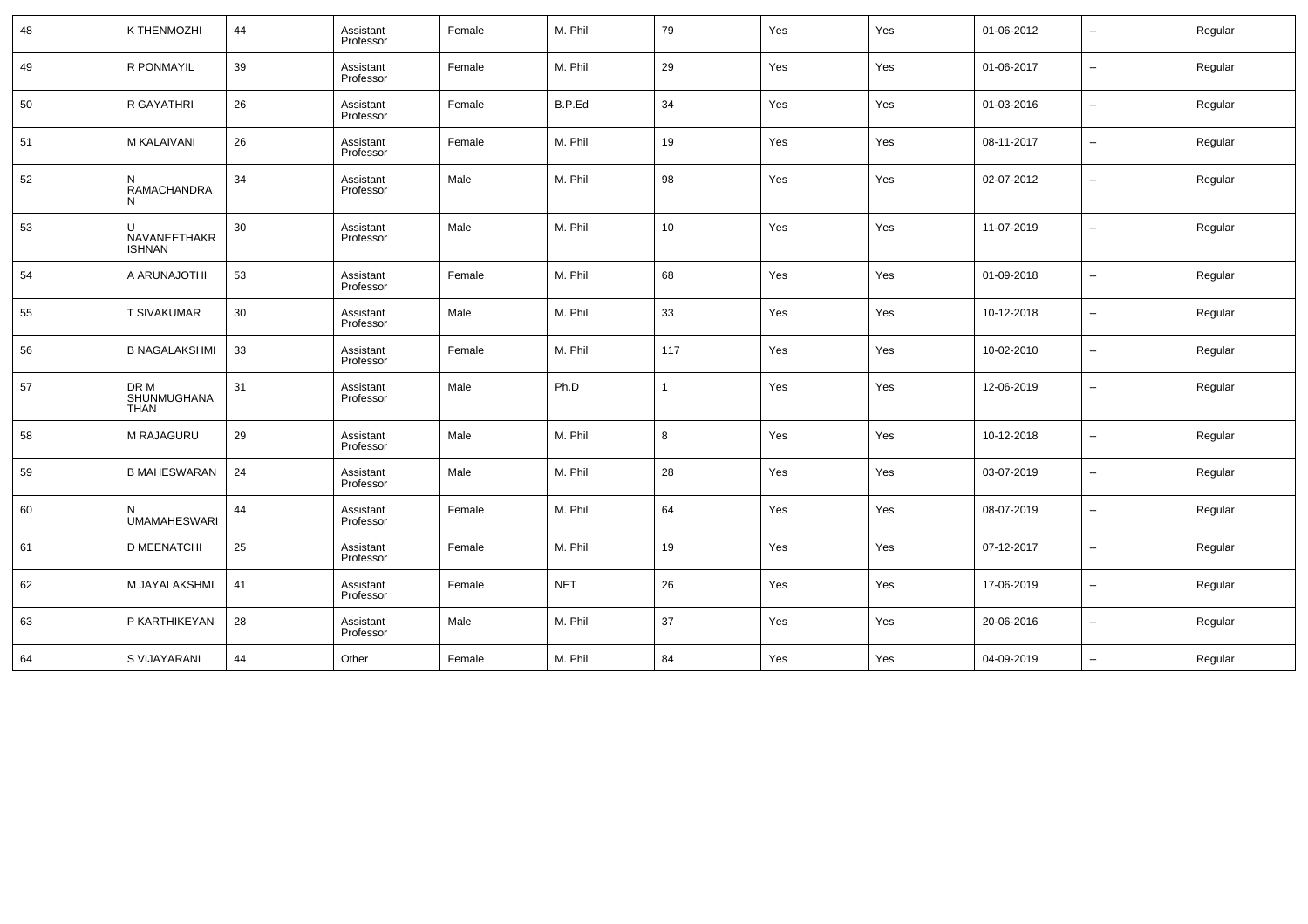| | | | | | | | | | | | |
|---|---|---|---|---|---|---|---|---|---|---|---|
| 48 | K THENMOZHI | 44 | Assistant Professor | Female | M. Phil | 79 | Yes | Yes | 01-06-2012 | -- | Regular |
| 49 | R PONMAYIL | 39 | Assistant Professor | Female | M. Phil | 29 | Yes | Yes | 01-06-2017 | -- | Regular |
| 50 | R GAYATHRI | 26 | Assistant Professor | Female | B.P.Ed | 34 | Yes | Yes | 01-03-2016 | -- | Regular |
| 51 | M KALAIVANI | 26 | Assistant Professor | Female | M. Phil | 19 | Yes | Yes | 08-11-2017 | -- | Regular |
| 52 | N RAMACHANDRAN | 34 | Assistant Professor | Male | M. Phil | 98 | Yes | Yes | 02-07-2012 | -- | Regular |
| 53 | U NAVANEETHAKRISHNAN | 30 | Assistant Professor | Male | M. Phil | 10 | Yes | Yes | 11-07-2019 | -- | Regular |
| 54 | A ARUNAJOTHI | 53 | Assistant Professor | Female | M. Phil | 68 | Yes | Yes | 01-09-2018 | -- | Regular |
| 55 | T SIVAKUMAR | 30 | Assistant Professor | Male | M. Phil | 33 | Yes | Yes | 10-12-2018 | -- | Regular |
| 56 | B NAGALAKSHMI | 33 | Assistant Professor | Female | M. Phil | 117 | Yes | Yes | 10-02-2010 | -- | Regular |
| 57 | DR M SHUNMUGHANATHAN | 31 | Assistant Professor | Male | Ph.D | 1 | Yes | Yes | 12-06-2019 | -- | Regular |
| 58 | M RAJAGURU | 29 | Assistant Professor | Male | M. Phil | 8 | Yes | Yes | 10-12-2018 | -- | Regular |
| 59 | B MAHESWARAN | 24 | Assistant Professor | Male | M. Phil | 28 | Yes | Yes | 03-07-2019 | -- | Regular |
| 60 | N UMAMAHESWARI | 44 | Assistant Professor | Female | M. Phil | 64 | Yes | Yes | 08-07-2019 | -- | Regular |
| 61 | D MEENATCHI | 25 | Assistant Professor | Female | M. Phil | 19 | Yes | Yes | 07-12-2017 | -- | Regular |
| 62 | M JAYALAKSHMI | 41 | Assistant Professor | Female | NET | 26 | Yes | Yes | 17-06-2019 | -- | Regular |
| 63 | P KARTHIKEYAN | 28 | Assistant Professor | Male | M. Phil | 37 | Yes | Yes | 20-06-2016 | -- | Regular |
| 64 | S VIJAYARANI | 44 | Other | Female | M. Phil | 84 | Yes | Yes | 04-09-2019 | -- | Regular |